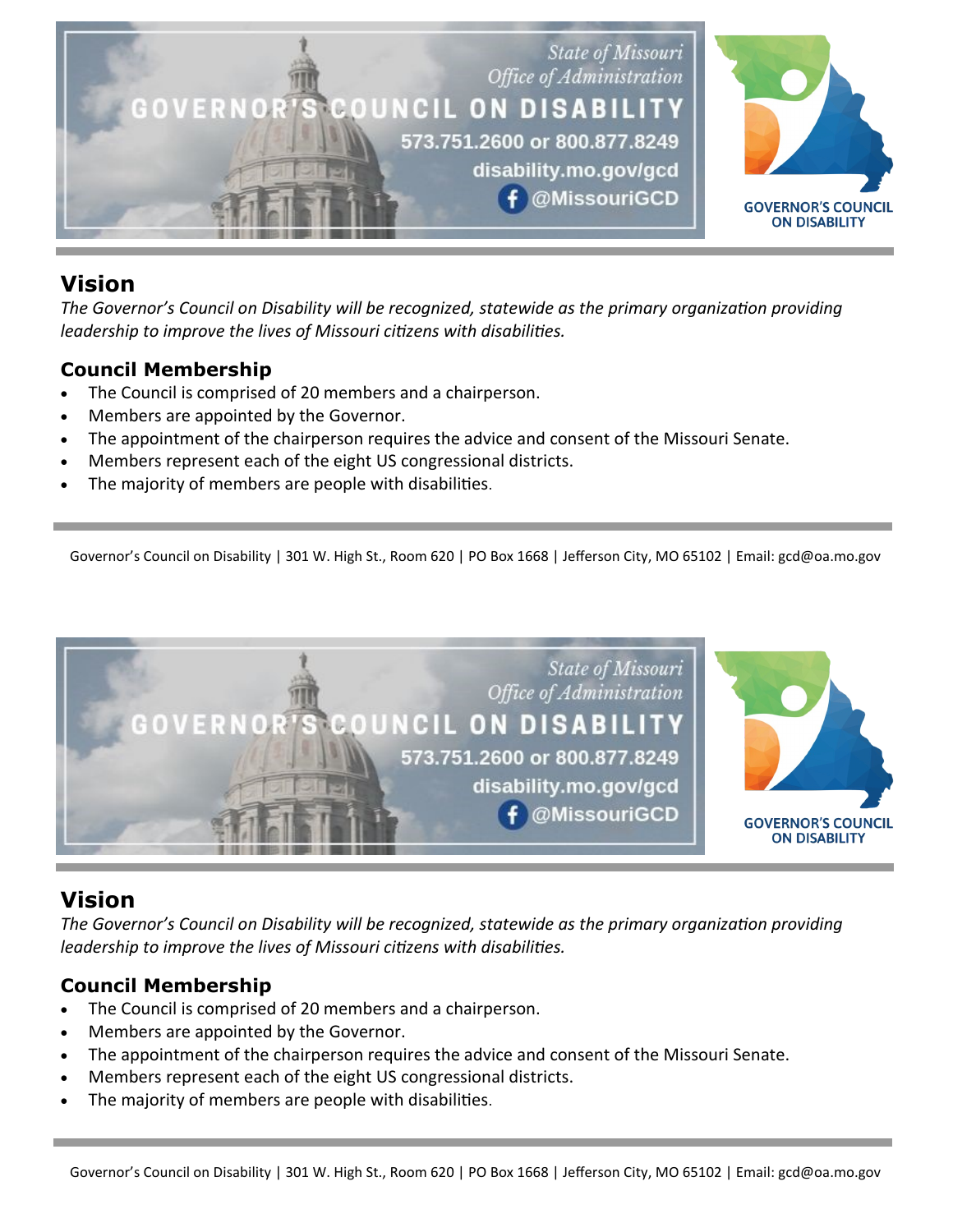State of Missouri
Office of Administration

# GOVERNOR'S COUNCIL ON DISABILITY

573.751.2600 or 800.877.8249
disability.mo.gov/gcd
@MissouriGCD

GOVERNOR'S COUNCIL ON DISABILITY

## Vision

*The Governor's Council on Disability will be recognized, statewide as the primary organization providing leadership to improve the lives of Missouri citizens with disabilities.*

### Council Membership

- The Council is comprised of 20 members and a chairperson.
- Members are appointed by the Governor.
- The appointment of the chairperson requires the advice and consent of the Missouri Senate.
- Members represent each of the eight US congressional districts.
- The majority of members are people with disabilities.

Governor's Council on Disability | 301 W. High St., Room 620 | PO Box 1668 | Jefferson City, MO 65102 | Email: gcd@oa.mo.gov

State of Missouri
Office of Administration

# GOVERNOR'S COUNCIL ON DISABILITY

573.751.2600 or 800.877.8249
disability.mo.gov/gcd
@MissouriGCD

GOVERNOR'S COUNCIL ON DISABILITY

## Vision

*The Governor's Council on Disability will be recognized, statewide as the primary organization providing leadership to improve the lives of Missouri citizens with disabilities.*

### Council Membership

- The Council is comprised of 20 members and a chairperson.
- Members are appointed by the Governor.
- The appointment of the chairperson requires the advice and consent of the Missouri Senate.
- Members represent each of the eight US congressional districts.
- The majority of members are people with disabilities.

Governor's Council on Disability | 301 W. High St., Room 620 | PO Box 1668 | Jefferson City, MO 65102 | Email: gcd@oa.mo.gov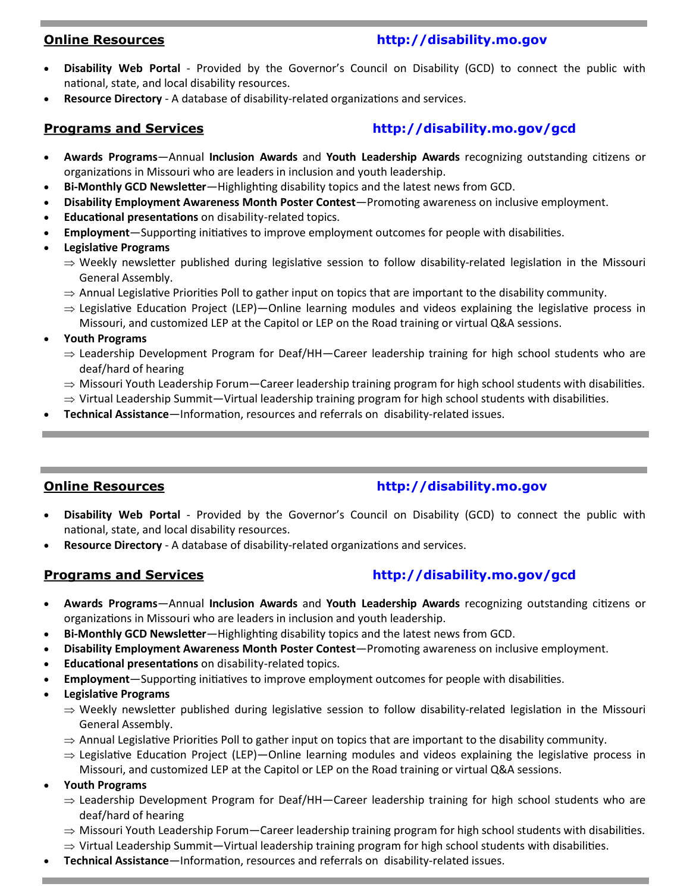## Online Resources http://disability.mo.gov

- **Disability Web Portal** - Provided by the Governor's Council on Disability (GCD) to connect the public with national, state, and local disability resources.
- **Resource Directory** - A database of disability-related organizations and services.

## Programs and Services http://disability.mo.gov/gcd

- **Awards Programs**—Annual **Inclusion Awards** and **Youth Leadership Awards** recognizing outstanding citizens or organizations in Missouri who are leaders in inclusion and youth leadership.
- **Bi-Monthly GCD Newsletter**—Highlighting disability topics and the latest news from GCD.
- **Disability Employment Awareness Month Poster Contest**—Promoting awareness on inclusive employment.
- **Educational presentations** on disability-related topics.
- **Employment**—Supporting initiatives to improve employment outcomes for people with disabilities.
- **Legislative Programs**
  - ⇒ Weekly newsletter published during legislative session to follow disability-related legislation in the Missouri General Assembly.
  - ⇒ Annual Legislative Priorities Poll to gather input on topics that are important to the disability community.
  - ⇒ Legislative Education Project (LEP)—Online learning modules and videos explaining the legislative process in Missouri, and customized LEP at the Capitol or LEP on the Road training or virtual Q&A sessions.
- **Youth Programs**
  - ⇒ Leadership Development Program for Deaf/HH—Career leadership training for high school students who are deaf/hard of hearing
  - ⇒ Missouri Youth Leadership Forum—Career leadership training program for high school students with disabilities.
  - ⇒ Virtual Leadership Summit—Virtual leadership training program for high school students with disabilities.
- **Technical Assistance**—Information, resources and referrals on disability-related issues.

---

## Online Resources http://disability.mo.gov

- **Disability Web Portal** - Provided by the Governor's Council on Disability (GCD) to connect the public with national, state, and local disability resources.
- **Resource Directory** - A database of disability-related organizations and services.

## Programs and Services http://disability.mo.gov/gcd

- **Awards Programs**—Annual **Inclusion Awards** and **Youth Leadership Awards** recognizing outstanding citizens or organizations in Missouri who are leaders in inclusion and youth leadership.
- **Bi-Monthly GCD Newsletter**—Highlighting disability topics and the latest news from GCD.
- **Disability Employment Awareness Month Poster Contest**—Promoting awareness on inclusive employment.
- **Educational presentations** on disability-related topics.
- **Employment**—Supporting initiatives to improve employment outcomes for people with disabilities.
- **Legislative Programs**
  - ⇒ Weekly newsletter published during legislative session to follow disability-related legislation in the Missouri General Assembly.
  - ⇒ Annual Legislative Priorities Poll to gather input on topics that are important to the disability community.
  - ⇒ Legislative Education Project (LEP)—Online learning modules and videos explaining the legislative process in Missouri, and customized LEP at the Capitol or LEP on the Road training or virtual Q&A sessions.
- **Youth Programs**
  - ⇒ Leadership Development Program for Deaf/HH—Career leadership training for high school students who are deaf/hard of hearing
  - ⇒ Missouri Youth Leadership Forum—Career leadership training program for high school students with disabilities.
  - ⇒ Virtual Leadership Summit—Virtual leadership training program for high school students with disabilities.
- **Technical Assistance**—Information, resources and referrals on disability-related issues.